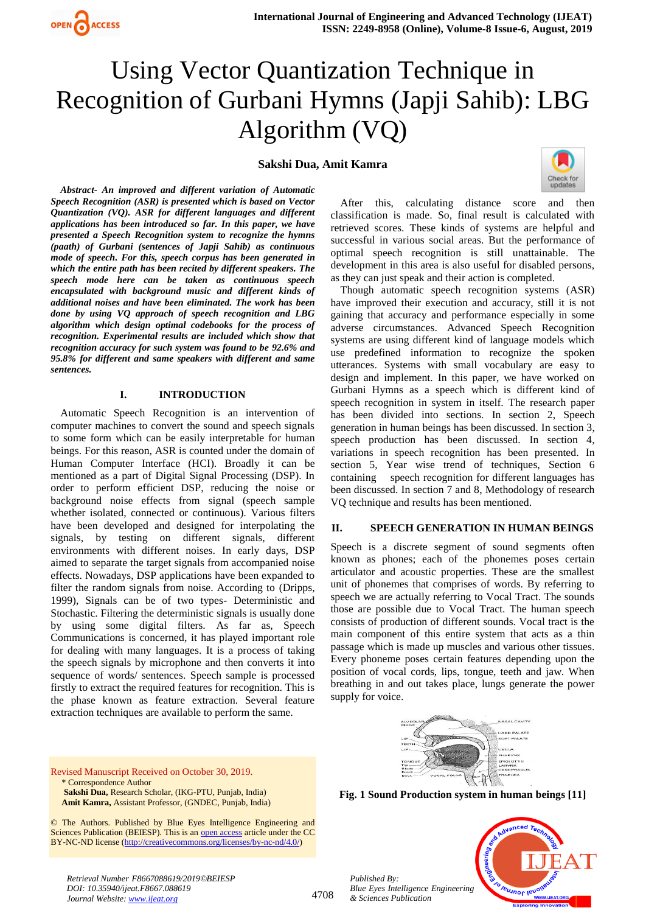# Using Vector Quantization Technique in Recognition of Gurbani Hymns (Japji Sahib): LBG Algorithm (VQ)

**Sakshi Dua, Amit Kamra**

***Abstract- An improved and different variation of Automatic Speech Recognition (ASR) is presented which is based on Vector Quantization (VQ). ASR for different languages and different applications has been introduced so far. In this paper, we have presented a Speech Recognition system to recognize the hymns (paath) of Gurbani (sentences of Japji Sahib) as continuous mode of speech. For this, speech corpus has been generated in which the entire path has been recited by different speakers. The speech mode here can be taken as continuous speech encapsulated with background music and different kinds of additional noises and have been eliminated. The work has been done by using VQ approach of speech recognition and LBG algorithm which design optimal codebooks for the process of recognition. Experimental results are included which show that recognition accuracy for such system was found to be 92.6% and 95.8% for different and same speakers with different and same sentences.***

## I. INTRODUCTION

Automatic Speech Recognition is an intervention of computer machines to convert the sound and speech signals to some form which can be easily interpretable for human beings. For this reason, ASR is counted under the domain of Human Computer Interface (HCI). Broadly it can be mentioned as a part of Digital Signal Processing (DSP). In order to perform efficient DSP, reducing the noise or background noise effects from signal (speech sample whether isolated, connected or continuous). Various filters have been developed and designed for interpolating the signals, by testing on different signals, different environments with different noises. In early days, DSP aimed to separate the target signals from accompanied noise effects. Nowadays, DSP applications have been expanded to filter the random signals from noise. According to (Dripps, 1999), Signals can be of two types- Deterministic and Stochastic. Filtering the deterministic signals is usually done by using some digital filters. As far as, Speech Communications is concerned, it has played important role for dealing with many languages. It is a process of taking the speech signals by microphone and then converts it into sequence of words/ sentences. Speech sample is processed firstly to extract the required features for recognition. This is the phase known as feature extraction. Several feature extraction techniques are available to perform the same.

After this, calculating distance score and then classification is made. So, final result is calculated with retrieved scores. These kinds of systems are helpful and successful in various social areas. But the performance of optimal speech recognition is still unattainable. The development in this area is also useful for disabled persons, as they can just speak and their action is completed.

Though automatic speech recognition systems (ASR) have improved their execution and accuracy, still it is not gaining that accuracy and performance especially in some adverse circumstances. Advanced Speech Recognition systems are using different kind of language models which use predefined information to recognize the spoken utterances. Systems with small vocabulary are easy to design and implement. In this paper, we have worked on Gurbani Hymns as a speech which is different kind of speech recognition in system in itself. The research paper has been divided into sections. In section 2, Speech generation in human beings has been discussed. In section 3, speech production has been discussed. In section 4, variations in speech recognition has been presented. In section 5, Year wise trend of techniques, Section 6 containing speech recognition for different languages has been discussed. In section 7 and 8, Methodology of research VQ technique and results has been mentioned.

## II. SPEECH GENERATION IN HUMAN BEINGS

Speech is a discrete segment of sound segments often known as phones; each of the phonemes poses certain articulator and acoustic properties. These are the smallest unit of phonemes that comprises of words. By referring to speech we are actually referring to Vocal Tract. The sounds those are possible due to Vocal Tract. The human speech consists of production of different sounds. Vocal tract is the main component of this entire system that acts as a thin passage which is made up muscles and various other tissues. Every phoneme poses certain features depending upon the position of vocal cords, lips, tongue, teeth and jaw. When breathing in and out takes place, lungs generate the power supply for voice.

**Fig. 1 Sound Production system in human beings [11]**

Revised Manuscript Received on October 30, 2019.
\* Correspondence Author
**Sakshi Dua,** Research Scholar, (IKG-PTU, Punjab, India)
**Amit Kamra,** Assistant Professor, (GNDEC, Punjab, India)

© The Authors. Published by Blue Eyes Intelligence Engineering and Sciences Publication (BEIESP). This is an open access article under the CC BY-NC-ND license (http://creativecommons.org/licenses/by-nc-nd/4.0/)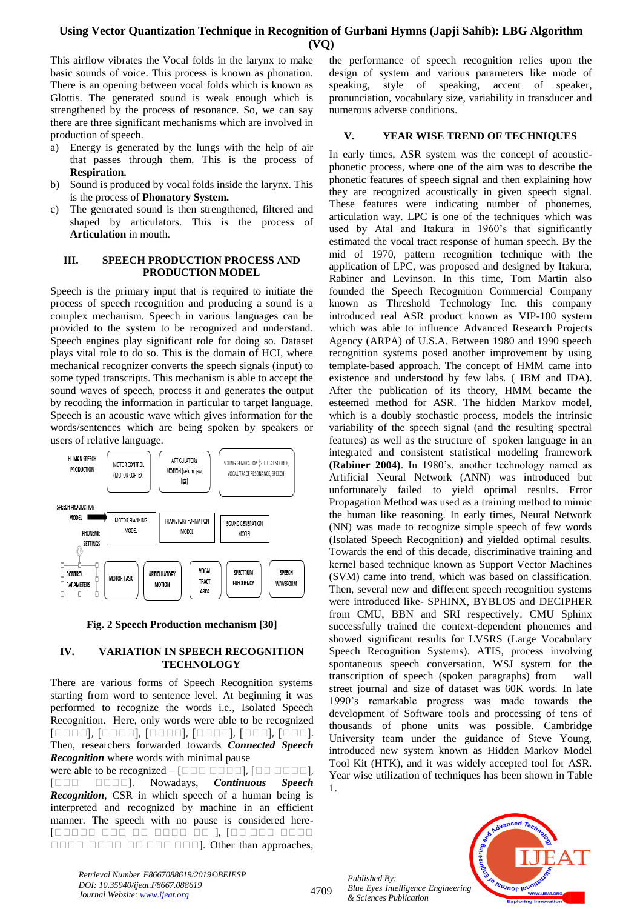This airflow vibrates the Vocal folds in the larynx to make basic sounds of voice. This process is known as phonation. There is an opening between vocal folds which is known as Glottis. The generated sound is weak enough which is strengthened by the process of resonance. So, we can say there are three significant mechanisms which are involved in production of speech.

a) Energy is generated by the lungs with the help of air that passes through them. This is the process of **Respiration.**
b) Sound is produced by vocal folds inside the larynx. This is the process of **Phonatory System.**
c) The generated sound is then strengthened, filtered and shaped by articulators. This is the process of **Articulation** in mouth.

## III. SPEECH PRODUCTION PROCESS AND PRODUCTION MODEL

Speech is the primary input that is required to initiate the process of speech recognition and producing a sound is a complex mechanism. Speech in various languages can be provided to the system to be recognized and understand. Speech engines play significant role for doing so. Dataset plays vital role to do so. This is the domain of HCI, where mechanical recognizer converts the speech signals (input) to some typed transcripts. This mechanism is able to accept the sound waves of speech, process it and generates the output by recoding the information in particular to target language. Speech is an acoustic wave which gives information for the words/sentences which are being spoken by speakers or users of relative language.

**Fig. 2 Speech Production mechanism [30]**

## IV. VARIATION IN SPEECH RECOGNITION TECHNOLOGY

There are various forms of Speech Recognition systems starting from word to sentence level. At beginning it was performed to recognize the words i.e., Isolated Speech Recognition. Here, only words were able to be recognized [□□□□], [□□□□], [□□□□], [□□□□], [□□□], [□□□]. Then, researchers forwarded towards ***Connected Speech Recognition*** where words with minimal pause were able to be recognized – [□□□ □□□□], [□□ □□□□], [□□□ □□□□]. Nowadays, ***Continuous Speech Recognition***, CSR in which speech of a human being is interpreted and recognized by machine in an efficient manner. The speech with no pause is considered here- [□□□□□ □□□ □□ □□□□ □□ ], [□□ □□□ □□□□ □□□□ □□□□ □□ □□□ □□□]. Other than approaches, the performance of speech recognition relies upon the design of system and various parameters like mode of speaking, style of speaking, accent of speaker, pronunciation, vocabulary size, variability in transducer and numerous adverse conditions.

## V. YEAR WISE TREND OF TECHNIQUES

In early times, ASR system was the concept of acoustic-phonetic process, where one of the aim was to describe the phonetic features of speech signal and then explaining how they are recognized acoustically in given speech signal. These features were indicating number of phonemes, articulation way. LPC is one of the techniques which was used by Atal and Itakura in 1960's that significantly estimated the vocal tract response of human speech. By the mid of 1970, pattern recognition technique with the application of LPC, was proposed and designed by Itakura, Rabiner and Levinson. In this time, Tom Martin also founded the Speech Recognition Commercial Company known as Threshold Technology Inc. this company introduced real ASR product known as VIP-100 system which was able to influence Advanced Research Projects Agency (ARPA) of U.S.A. Between 1980 and 1990 speech recognition systems posed another improvement by using template-based approach. The concept of HMM came into existence and understood by few labs. ( IBM and IDA). After the publication of its theory, HMM became the esteemed method for ASR. The hidden Markov model, which is a doubly stochastic process, models the intrinsic variability of the speech signal (and the resulting spectral features) as well as the structure of spoken language in an integrated and consistent statistical modeling framework **(Rabiner 2004)**. In 1980's, another technology named as Artificial Neural Network (ANN) was introduced but unfortunately failed to yield optimal results. Error Propagation Method was used as a training method to mimic the human like reasoning. In early times, Neural Network (NN) was made to recognize simple speech of few words (Isolated Speech Recognition) and yielded optimal results. Towards the end of this decade, discriminative training and kernel based technique known as Support Vector Machines (SVM) came into trend, which was based on classification. Then, several new and different speech recognition systems were introduced like- SPHINX, BYBLOS and DECIPHER from CMU, BBN and SRI respectively. CMU Sphinx successfully trained the context-dependent phonemes and showed significant results for LVSRS (Large Vocabulary Speech Recognition Systems). ATIS, process involving spontaneous speech conversation, WSJ system for the transcription of speech (spoken paragraphs) from wall street journal and size of dataset was 60K words. In late 1990's remarkable progress was made towards the development of Software tools and processing of tens of thousands of phone units was possible. Cambridge University team under the guidance of Steve Young, introduced new system known as Hidden Markov Model Tool Kit (HTK), and it was widely accepted tool for ASR. Year wise utilization of techniques has been shown in Table 1.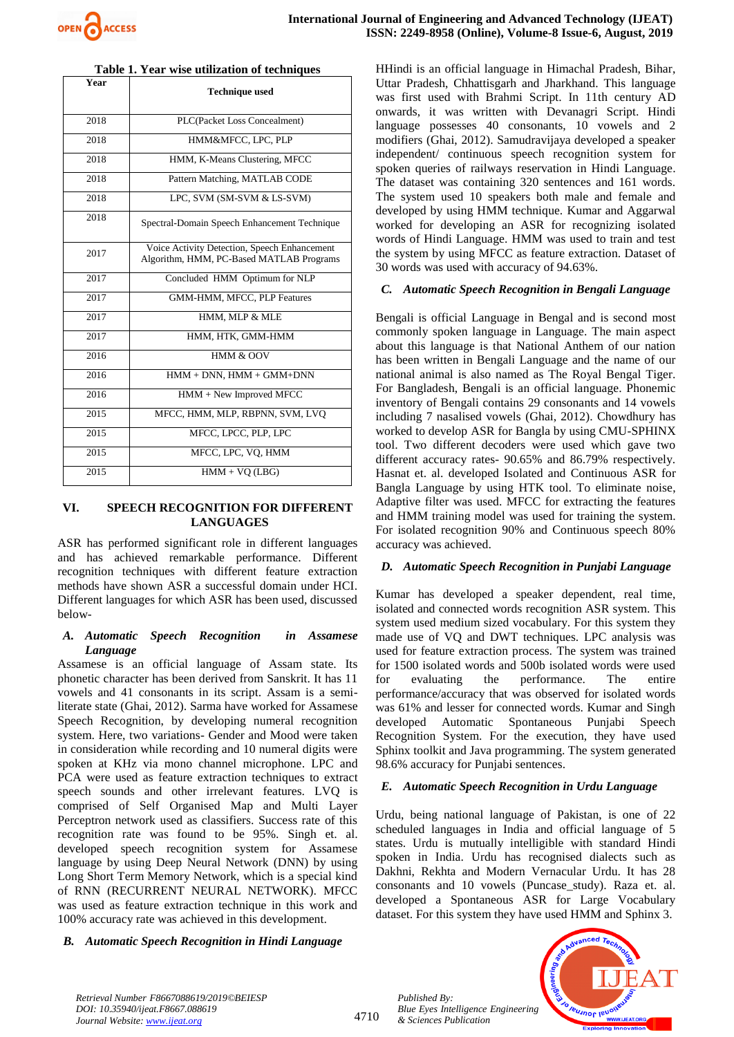Table 1. Year wise utilization of techniques

| Year | Technique used |
|---|---|
| 2018 | PLC(Packet Loss Concealment) |
| 2018 | HMM&MFCC, LPC, PLP |
| 2018 | HMM, K-Means Clustering, MFCC |
| 2018 | Pattern Matching, MATLAB CODE |
| 2018 | LPC, SVM (SM-SVM & LS-SVM) |
| 2018 | Spectral-Domain Speech Enhancement Technique |
| 2017 | Voice Activity Detection, Speech Enhancement Algorithm, HMM, PC-Based MATLAB Programs |
| 2017 | Concluded HMM Optimum for NLP |
| 2017 | GMM-HMM, MFCC, PLP Features |
| 2017 | HMM, MLP & MLE |
| 2017 | HMM, HTK, GMM-HMM |
| 2016 | HMM & OOV |
| 2016 | HMM + DNN, HMM + GMM+DNN |
| 2016 | HMM + New Improved MFCC |
| 2015 | MFCC, HMM, MLP, RBPNN, SVM, LVQ |
| 2015 | MFCC, LPCC, PLP, LPC |
| 2015 | MFCC, LPC, VQ, HMM |
| 2015 | HMM + VQ (LBG) |

## VI. SPEECH RECOGNITION FOR DIFFERENT LANGUAGES

ASR has performed significant role in different languages and has achieved remarkable performance. Different recognition techniques with different feature extraction methods have shown ASR a successful domain under HCI. Different languages for which ASR has been used, discussed below-

### *A. Automatic Speech Recognition in Assamese Language*

Assamese is an official language of Assam state. Its phonetic character has been derived from Sanskrit. It has 11 vowels and 41 consonants in its script. Assam is a semi-literate state (Ghai, 2012). Sarma have worked for Assamese Speech Recognition, by developing numeral recognition system. Here, two variations- Gender and Mood were taken in consideration while recording and 10 numeral digits were spoken at KHz via mono channel microphone. LPC and PCA were used as feature extraction techniques to extract speech sounds and other irrelevant features. LVQ is comprised of Self Organised Map and Multi Layer Perceptron network used as classifiers. Success rate of this recognition rate was found to be 95%. Singh et. al. developed speech recognition system for Assamese language by using Deep Neural Network (DNN) by using Long Short Term Memory Network, which is a special kind of RNN (RECURRENT NEURAL NETWORK). MFCC was used as feature extraction technique in this work and 100% accuracy rate was achieved in this development.

### *B. Automatic Speech Recognition in Hindi Language*

HHindi is an official language in Himachal Pradesh, Bihar, Uttar Pradesh, Chhattisgarh and Jharkhand. This language was first used with Brahmi Script. In 11th century AD onwards, it was written with Devanagri Script. Hindi language possesses 40 consonants, 10 vowels and 2 modifiers (Ghai, 2012). Samudravijaya developed a speaker independent/ continuous speech recognition system for spoken queries of railways reservation in Hindi Language. The dataset was containing 320 sentences and 161 words. The system used 10 speakers both male and female and developed by using HMM technique. Kumar and Aggarwal worked for developing an ASR for recognizing isolated words of Hindi Language. HMM was used to train and test the system by using MFCC as feature extraction. Dataset of 30 words was used with accuracy of 94.63%.

### *C. Automatic Speech Recognition in Bengali Language*

Bengali is official Language in Bengal and is second most commonly spoken language in Language. The main aspect about this language is that National Anthem of our nation has been written in Bengali Language and the name of our national animal is also named as The Royal Bengal Tiger. For Bangladesh, Bengali is an official language. Phonemic inventory of Bengali contains 29 consonants and 14 vowels including 7 nasalised vowels (Ghai, 2012). Chowdhury has worked to develop ASR for Bangla by using CMU-SPHINX tool. Two different decoders were used which gave two different accuracy rates- 90.65% and 86.79% respectively. Hasnat et. al. developed Isolated and Continuous ASR for Bangla Language by using HTK tool. To eliminate noise, Adaptive filter was used. MFCC for extracting the features and HMM training model was used for training the system. For isolated recognition 90% and Continuous speech 80% accuracy was achieved.

### *D. Automatic Speech Recognition in Punjabi Language*

Kumar has developed a speaker dependent, real time, isolated and connected words recognition ASR system. This system used medium sized vocabulary. For this system they made use of VQ and DWT techniques. LPC analysis was used for feature extraction process. The system was trained for 1500 isolated words and 500b isolated words were used for evaluating the performance. The entire performance/accuracy that was observed for isolated words was 61% and lesser for connected words. Kumar and Singh developed Automatic Spontaneous Punjabi Speech Recognition System. For the execution, they have used Sphinx toolkit and Java programming. The system generated 98.6% accuracy for Punjabi sentences.

### *E. Automatic Speech Recognition in Urdu Language*

Urdu, being national language of Pakistan, is one of 22 scheduled languages in India and official language of 5 states. Urdu is mutually intelligible with standard Hindi spoken in India. Urdu has recognised dialects such as Dakhni, Rekhta and Modern Vernacular Urdu. It has 28 consonants and 10 vowels (Puncase_study). Raza et. al. developed a Spontaneous ASR for Large Vocabulary dataset. For this system they have used HMM and Sphinx 3.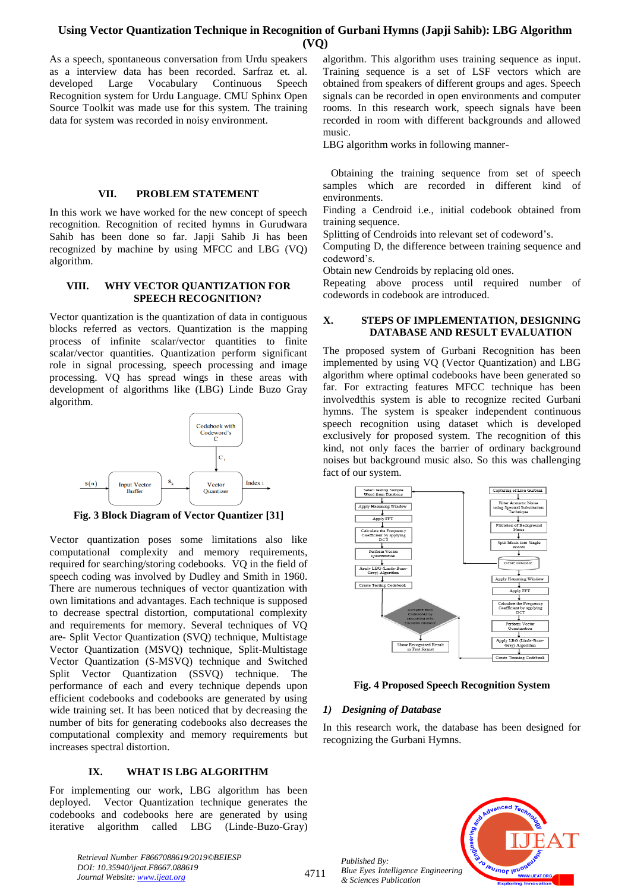As a speech, spontaneous conversation from Urdu speakers as a interview data has been recorded. Sarfraz et. al. developed Large Vocabulary Continuous Speech Recognition system for Urdu Language. CMU Sphinx Open Source Toolkit was made use for this system. The training data for system was recorded in noisy environment.

## VII. PROBLEM STATEMENT

In this work we have worked for the new concept of speech recognition. Recognition of recited hymns in Gurudwara Sahib has been done so far. Japji Sahib Ji has been recognized by machine by using MFCC and LBG (VQ) algorithm.

## VIII. WHY VECTOR QUANTIZATION FOR SPEECH RECOGNITION?

Vector quantization is the quantization of data in contiguous blocks referred as vectors. Quantization is the mapping process of infinite scalar/vector quantities to finite scalar/vector quantities. Quantization perform significant role in signal processing, speech processing and image processing. VQ has spread wings in these areas with development of algorithms like (LBG) Linde Buzo Gray algorithm.

**Fig. 3 Block Diagram of Vector Quantizer [31]**

Vector quantization poses some limitations also like computational complexity and memory requirements, required for searching/storing codebooks. VQ in the field of speech coding was involved by Dudley and Smith in 1960. There are numerous techniques of vector quantization with own limitations and advantages. Each technique is supposed to decrease spectral distortion, computational complexity and requirements for memory. Several techniques of VQ are- Split Vector Quantization (SVQ) technique, Multistage Vector Quantization (MSVQ) technique, Split-Multistage Vector Quantization (S-MSVQ) technique and Switched Split Vector Quantization (SSVQ) technique. The performance of each and every technique depends upon efficient codebooks and codebooks are generated by using wide training set. It has been noticed that by decreasing the number of bits for generating codebooks also decreases the computational complexity and memory requirements but increases spectral distortion.

## IX. WHAT IS LBG ALGORITHM

For implementing our work, LBG algorithm has been deployed. Vector Quantization technique generates the codebooks and codebooks here are generated by using iterative algorithm called LBG (Linde-Buzo-Gray) algorithm. This algorithm uses training sequence as input. Training sequence is a set of LSF vectors which are obtained from speakers of different groups and ages. Speech signals can be recorded in open environments and computer rooms. In this research work, speech signals have been recorded in room with different backgrounds and allowed music.

LBG algorithm works in following manner-

Obtaining the training sequence from set of speech samples which are recorded in different kind of environments.

Finding a Cendroid i.e., initial codebook obtained from training sequence.

Splitting of Cendroids into relevant set of codeword's.

Computing D, the difference between training sequence and codeword's.

Obtain new Cendroids by replacing old ones.

Repeating above process until required number of codewords in codebook are introduced.

## X. STEPS OF IMPLEMENTATION, DESIGNING DATABASE AND RESULT EVALUATION

The proposed system of Gurbani Recognition has been implemented by using VQ (Vector Quantization) and LBG algorithm where optimal codebooks have been generated so far. For extracting features MFCC technique has been involvedthis system is able to recognize recited Gurbani hymns. The system is speaker independent continuous speech recognition using dataset which is developed exclusively for proposed system. The recognition of this kind, not only faces the barrier of ordinary background noises but background music also. So this was challenging fact of our system.

**Fig. 4 Proposed Speech Recognition System**

### *1) Designing of Database*

In this research work, the database has been designed for recognizing the Gurbani Hymns.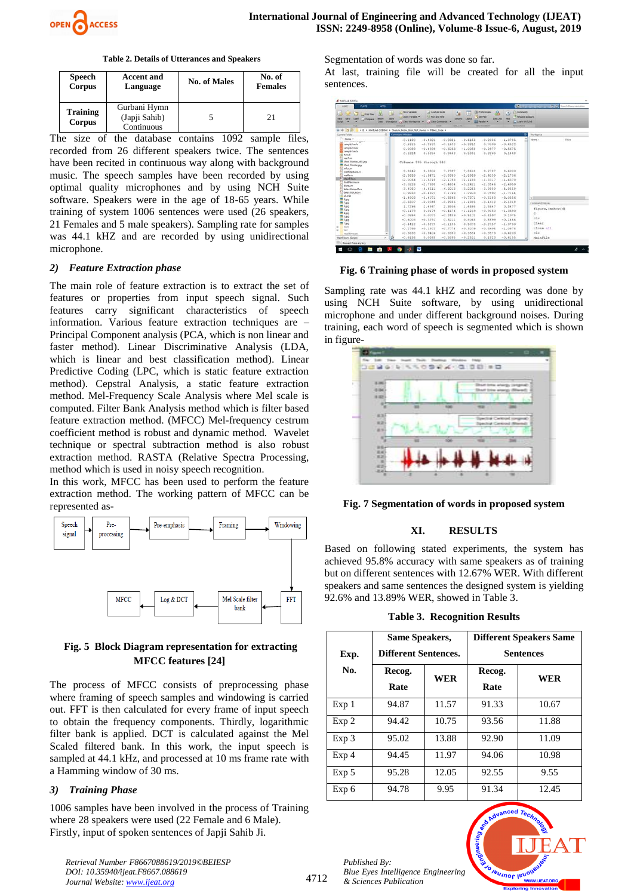**Table 2. Details of Utterances and Speakers**

| Speech Corpus | Accent and Language | No. of Males | No. of Females |
|---|---|---|---|
| Training Corpus | Gurbani Hymn (Japji Sahib) Continuous | 5 | 21 |

The size of the database contains 1092 sample files, recorded from 26 different speakers twice. The sentences have been recited in continuous way along with background music. The speech samples have been recorded by using optimal quality microphones and by using NCH Suite software. Speakers were in the age of 18-65 years. While training of system 1006 sentences were used (26 speakers, 21 Females and 5 male speakers). Sampling rate for samples was 44.1 kHZ and are recorded by using unidirectional microphone.

### *2) Feature Extraction phase*

The main role of feature extraction is to extract the set of features or properties from input speech signal. Such features carry significant characteristics of speech information. Various feature extraction techniques are – Principal Component analysis (PCA, which is non linear and faster method). Linear Discriminative Analysis (LDA, which is linear and best classification method). Linear Predictive Coding (LPC, which is static feature extraction method). Cepstral Analysis, a static feature extraction method. Mel-Frequency Scale Analysis where Mel scale is computed. Filter Bank Analysis method which is filter based feature extraction method. (MFCC) Mel-frequency cestrum coefficient method is robust and dynamic method. Wavelet technique or spectral subtraction method is also robust extraction method. RASTA (Relative Spectra Processing, method which is used in noisy speech recognition.

In this work, MFCC has been used to perform the feature extraction method. The working pattern of MFCC can be represented as-

Speech signal → Pre-processing → Pre-emphasis → Framing → Windowing → FFT → Mel Scale filter bank → Log & DCT → MFCC

**Fig. 5 Block Diagram representation for extracting MFCC features [24]**

The process of MFCC consists of preprocessing phase where framing of speech samples and windowing is carried out. FFT is then calculated for every frame of input speech to obtain the frequency components. Thirdly, logarithmic filter bank is applied. DCT is calculated against the Mel Scaled filtered bank. In this work, the input speech is sampled at 44.1 kHz, and processed at 10 ms frame rate with a Hamming window of 30 ms.

### *3) Training Phase*

1006 samples have been involved in the process of Training where 28 speakers were used (22 Female and 6 Male).

Firstly, input of spoken sentences of Japji Sahib Ji.

Segmentation of words was done so far.

At last, training file will be created for all the input sentences.

**Fig. 6 Training phase of words in proposed system**

Sampling rate was 44.1 kHZ and recording was done by using NCH Suite software, by using unidirectional microphone and under different background noises. During training, each word of speech is segmented which is shown in figure-

**Fig. 7 Segmentation of words in proposed system**

## XI. RESULTS

Based on following stated experiments, the system has achieved 95.8% accuracy with same speakers as of training but on different sentences with 12.67% WER. With different speakers and same sentences the designed system is yielding 92.6% and 13.89% WER, showed in Table 3.

**Table 3. Recognition Results**

| Exp. No. | Same Speakers, Different Sentences. | | Different Speakers Same Sentences | |
|---|---|---|---|---|
| | Recog. Rate | WER | Recog. Rate | WER |
| Exp 1 | 94.87 | 11.57 | 91.33 | 10.67 |
| Exp 2 | 94.42 | 10.75 | 93.56 | 11.88 |
| Exp 3 | 95.02 | 13.88 | 92.90 | 11.09 |
| Exp 4 | 94.45 | 11.97 | 94.06 | 10.98 |
| Exp 5 | 95.28 | 12.05 | 92.55 | 9.55 |
| Exp 6 | 94.78 | 9.95 | 91.34 | 12.45 |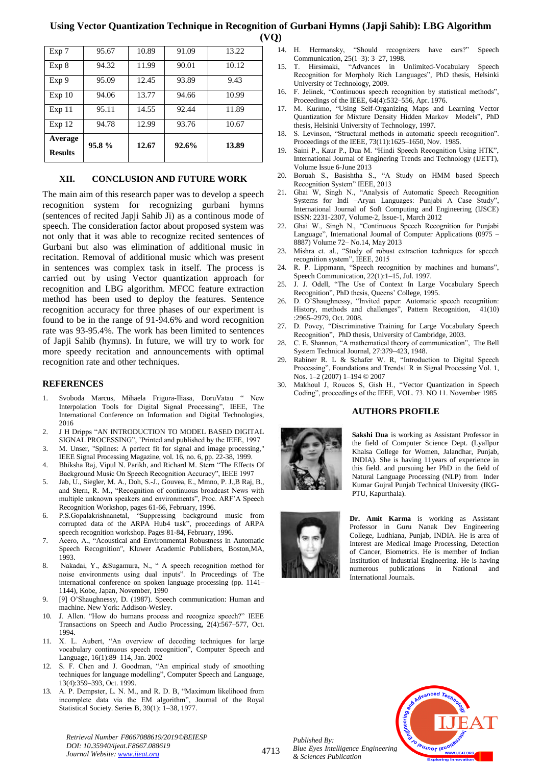| | | | | |
|---|---|---|---|---|
| Exp 7 | 95.67 | 10.89 | 91.09 | 13.22 |
| Exp 8 | 94.32 | 11.99 | 90.01 | 10.12 |
| Exp 9 | 95.09 | 12.45 | 93.89 | 9.43 |
| Exp 10 | 94.06 | 13.77 | 94.66 | 10.99 |
| Exp 11 | 95.11 | 14.55 | 92.44 | 11.89 |
| Exp 12 | 94.78 | 12.99 | 93.76 | 10.67 |
| **Average Results** | **95.8 %** | **12.67** | **92.6%** | **13.89** |

## XII. CONCLUSION AND FUTURE WORK

The main aim of this research paper was to develop a speech recognition system for recognizing gurbani hymns (sentences of recited Japji Sahib Ji) as a continous mode of speech. The consideration factor about proposed system was not only that it was able to recognize recited sentences of Gurbani but also was elimination of additional music in recitation. Removal of additional music which was present in sentences was complex task in itself. The process is carried out by using Vector quantization approach for recognition and LBG algorithm. MFCC feature extraction method has been used to deploy the features. Sentence recognition accuracy for three phases of our experiment is found to be in the range of 91-94.6% and word recognition rate was 93-95.4%. The work has been limited to sentences of Japji Sahib (hymns). In future, we will try to work for more speedy recitation and announcements with optimal recognition rate and other techniques.

## REFERENCES

1. Svoboda Marcus, Mihaela Frigura-Iliasa, DoruVatau " New Interpolation Tools for Digital Signal Processing", IEEE, The International Conference on Information and Digital Technologies, 2016
2. J H Dripps "AN INTRODUCTION TO MODEL BASED DIGITAL SIGNAL PROCESSING", 'Printed and published by the IEEE, 1997
3. M. Unser, "Splines: A perfect fit for signal and image processing," IEEE Signal Processing Magazine, vol. 16, no. 6, pp. 22-38, 1999.
4. Bhiksha Raj, Vipul N. Parikh, and Richard M. Stern "The Effects Of Background Music On Speech Recognition Accuracy", IEEE 1997
5. Jab, U., Siegler, M. A., Doh, S.-J., Gouvea, E., Mmno, P. J.,B Raj, B., and Stern, R. M., "Recognition of continuous broadcast News with multiple unknown speakers and environments", Proc. ARF'A Speech Recognition Workshop, pages 61-66, February, 1996.
6. P.S.Gopalakrishnanetal, "Suppressing background music from corrupted data of the ARPA Hub4 task", proceedings of ARPA speech recognition workshop. Pages 81-84, February, 1996.
7. Acero, A., "Acoustical and Environmental Robustness in Automatic Speech Recognition", Kluwer Academic Publiisbers, Boston,MA, 1993.
8. Nakadai, Y., &Sugamura, N., " A speech recognition method for noise environments using dual inputs". In Proceedings of The international conference on spoken language processing (pp. 1141–1144), Kobe, Japan, November, 1990
9. [9] O'Shaughnessy, D. (1987). Speech communication: Human and machine. New York: Addison-Wesley.
10. J. Allen. "How do humans process and recognize speech?" IEEE Transactions on Speech and Audio Processing, 2(4):567–577, Oct. 1994.
11. X. L. Aubert, "An overview of decoding techniques for large vocabulary continuous speech recognition", Computer Speech and Language, 16(1):89–114, Jan. 2002
12. S. F. Chen and J. Goodman, "An empirical study of smoothing techniques for language modelling", Computer Speech and Language, 13(4):359–393, Oct. 1999.
13. A. P. Dempster, L. N. M., and R. D. B, "Maximum likelihood from incomplete data via the EM algorithm", Journal of the Royal Statistical Society. Series B, 39(1): 1–38, 1977.
14. H. Hermansky, "Should recognizers have ears?" Speech Communication, 25(1–3): 3–27, 1998.
15. T. Hirsimaki, "Advances in Unlimited-Vocabulary Speech Recognition for Morpholy Rich Languages", PhD thesis, Helsinki University of Technology, 2009.
16. F. Jelinek, "Continuous speech recognition by statistical methods", Proceedings of the IEEE, 64(4):532–556, Apr. 1976.
17. M. Kurimo, "Using Self-Organizing Maps and Learning Vector Quantization for Mixture Density Hidden Markov Models", PhD thesis, Helsinki University of Technology, 1997.
18. S. Levinson, "Structural methods in automatic speech recognition". Proceedings of the IEEE, 73(11):1625–1650, Nov. 1985.
19. Saini P., Kaur P., Dua M. "Hindi Speech Recognition Using HTK", International Journal of Enginering Trends and Technology (IJETT), Volume Issue 6-June 2013
20. Boruah S., Basishtha S., "A Study on HMM based Speech Recognition System" IEEE, 2013
21. Ghai W, Singh N., "Analysis of Automatic Speech Recognition Systems for Indi –Aryan Languages: Punjabi A Case Study", International Journal of Soft Computing and Engineering (IJSCE) ISSN: 2231-2307, Volume-2, Issue-1, March 2012
22. Ghai W., Singh N., "Continuous Speech Recognition for Punjabi Language", International Journal of Computer Applications (0975 – 8887) Volume 72– No.14, May 2013
23. Mishra et. al., "Study of robust extraction techniques for speech recognition system", IEEE, 2015
24. R. P. Lippmann, "Speech recognition by machines and humans", Speech Communication, 22(1):1–15, Jul. 1997.
25. J. J. Odell, "The Use of Context In Large Vocabulary Speech Recognition", PhD thesis, Queens' College, 1995.
26. D. O'Shaughnessy, "Invited paper: Automatic speech recognition: History, methods and challenges", Pattern Recognition, 41(10) :2965–2979, Oct. 2008.
27. D. Povey, "Discriminative Training for Large Vocabulary Speech Recognition", PhD thesis, University of Cambridge, 2003.
28. C. E. Shannon, "A mathematical theory of communication", The Bell System Technical Journal, 27:379–423, 1948.
29. Rabiner R. L & Schafer W. R, "Introduction to Digital Speech Processing", Foundations and Trends®R in Signal Processing Vol. 1, Nos. 1–2 (2007) 1–194 © 2007
30. Makhoul J, Roucos S, Gish H., "Vector Quantization in Speech Coding", proceedings of the IEEE, VOL. 73. NO 11. November 1985

## AUTHORS PROFILE

**Sakshi Dua** is working as Assistant Professor in the field of Computer Science Dept. (Lyallpur Khalsa College for Women, Jalandhar, Punjab, INDIA). She is having 11years of experience in this field. and pursuing her PhD in the field of Natural Language Processing (NLP) from Inder Kumar Gujral Punjab Technical University (IKG-PTU, Kapurthala).

**Dr. Amit Karma** is working as Assistant Professor in Guru Nanak Dev Engineering College, Ludhiana, Punjab, INDIA. He is area of Interest are Medical Image Processing, Detection of Cancer, Biometrics. He is member of Indian Institution of Industrial Engineering. He is having numerous publications in National and International Journals.